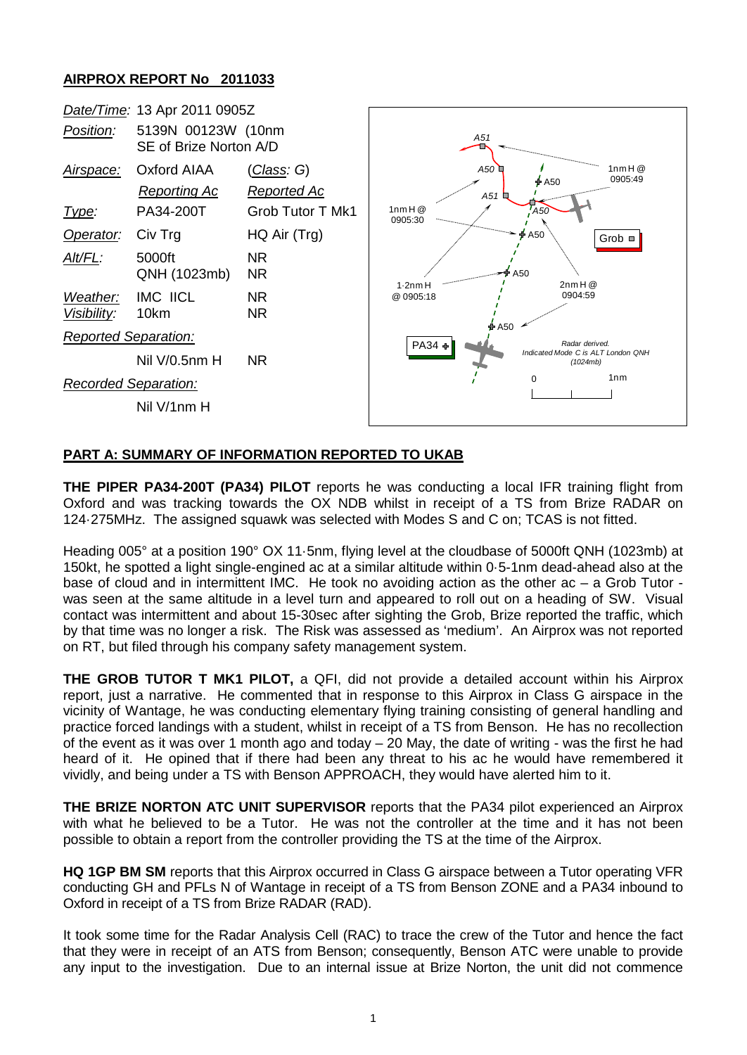**AIRPROX REPORT No 2011033**

| | | |
|---|---|---|
| *Date/Time:* | 13 Apr 2011 0905Z | |
| *Position:* | 5139N 00123W (10nm SE of Brize Norton A/D | |
| *Airspace:* | Oxford AIAA | (*Class*: G) |
| | *Reporting Ac* | *Reported Ac* |
| *Type:* | PA34-200T | Grob Tutor T Mk1 |
| *Operator:* | Civ Trg | HQ Air (Trg) |
| *Alt/FL:* | 5000ft QNH (1023mb) | NR NR |
| *Weather:* | IMC IICL | NR |
| *Visibility:* | 10km | NR |
| *Reported Separation:* | | |
| | Nil V/0.5nm H | NR |
| *Recorded Separation:* | | |
| | Nil V/1nm H | |

**PART A: SUMMARY OF INFORMATION REPORTED TO UKAB**

**THE PIPER PA34-200T (PA34) PILOT** reports he was conducting a local IFR training flight from Oxford and was tracking towards the OX NDB whilst in receipt of a TS from Brize RADAR on 124·275MHz. The assigned squawk was selected with Modes S and C on; TCAS is not fitted.

Heading 005° at a position 190° OX 11·5nm, flying level at the cloudbase of 5000ft QNH (1023mb) at 150kt, he spotted a light single-engined ac at a similar altitude within 0·5-1nm dead-ahead also at the base of cloud and in intermittent IMC. He took no avoiding action as the other ac – a Grob Tutor - was seen at the same altitude in a level turn and appeared to roll out on a heading of SW. Visual contact was intermittent and about 15-30sec after sighting the Grob, Brize reported the traffic, which by that time was no longer a risk. The Risk was assessed as 'medium'. An Airprox was not reported on RT, but filed through his company safety management system.

**THE GROB TUTOR T MK1 PILOT,** a QFI, did not provide a detailed account within his Airprox report, just a narrative. He commented that in response to this Airprox in Class G airspace in the vicinity of Wantage, he was conducting elementary flying training consisting of general handling and practice forced landings with a student, whilst in receipt of a TS from Benson. He has no recollection of the event as it was over 1 month ago and today – 20 May, the date of writing - was the first he had heard of it. He opined that if there had been any threat to his ac he would have remembered it vividly, and being under a TS with Benson APPROACH, they would have alerted him to it.

**THE BRIZE NORTON ATC UNIT SUPERVISOR** reports that the PA34 pilot experienced an Airprox with what he believed to be a Tutor. He was not the controller at the time and it has not been possible to obtain a report from the controller providing the TS at the time of the Airprox.

**HQ 1GP BM SM** reports that this Airprox occurred in Class G airspace between a Tutor operating VFR conducting GH and PFLs N of Wantage in receipt of a TS from Benson ZONE and a PA34 inbound to Oxford in receipt of a TS from Brize RADAR (RAD).

It took some time for the Radar Analysis Cell (RAC) to trace the crew of the Tutor and hence the fact that they were in receipt of an ATS from Benson; consequently, Benson ATC were unable to provide any input to the investigation. Due to an internal issue at Brize Norton, the unit did not commence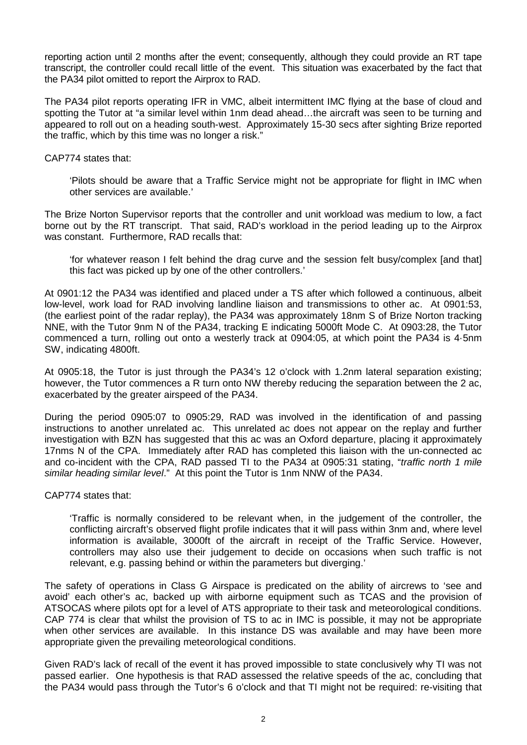reporting action until 2 months after the event; consequently, although they could provide an RT tape transcript, the controller could recall little of the event. This situation was exacerbated by the fact that the PA34 pilot omitted to report the Airprox to RAD.

The PA34 pilot reports operating IFR in VMC, albeit intermittent IMC flying at the base of cloud and spotting the Tutor at "a similar level within 1nm dead ahead…the aircraft was seen to be turning and appeared to roll out on a heading south-west. Approximately 15-30 secs after sighting Brize reported the traffic, which by this time was no longer a risk."

CAP774 states that:

> 'Pilots should be aware that a Traffic Service might not be appropriate for flight in IMC when other services are available.'

The Brize Norton Supervisor reports that the controller and unit workload was medium to low, a fact borne out by the RT transcript. That said, RAD's workload in the period leading up to the Airprox was constant. Furthermore, RAD recalls that:

> 'for whatever reason I felt behind the drag curve and the session felt busy/complex [and that] this fact was picked up by one of the other controllers.'

At 0901:12 the PA34 was identified and placed under a TS after which followed a continuous, albeit low-level, work load for RAD involving landline liaison and transmissions to other ac. At 0901:53, (the earliest point of the radar replay), the PA34 was approximately 18nm S of Brize Norton tracking NNE, with the Tutor 9nm N of the PA34, tracking E indicating 5000ft Mode C. At 0903:28, the Tutor commenced a turn, rolling out onto a westerly track at 0904:05, at which point the PA34 is 4·5nm SW, indicating 4800ft.

At 0905:18, the Tutor is just through the PA34's 12 o'clock with 1.2nm lateral separation existing; however, the Tutor commences a R turn onto NW thereby reducing the separation between the 2 ac, exacerbated by the greater airspeed of the PA34.

During the period 0905:07 to 0905:29, RAD was involved in the identification of and passing instructions to another unrelated ac. This unrelated ac does not appear on the replay and further investigation with BZN has suggested that this ac was an Oxford departure, placing it approximately 17nms N of the CPA. Immediately after RAD has completed this liaison with the un-connected ac and co-incident with the CPA, RAD passed TI to the PA34 at 0905:31 stating, "*traffic north 1 mile similar heading similar level*." At this point the Tutor is 1nm NNW of the PA34.

CAP774 states that:

> 'Traffic is normally considered to be relevant when, in the judgement of the controller, the conflicting aircraft's observed flight profile indicates that it will pass within 3nm and, where level information is available, 3000ft of the aircraft in receipt of the Traffic Service. However, controllers may also use their judgement to decide on occasions when such traffic is not relevant, e.g. passing behind or within the parameters but diverging.'

The safety of operations in Class G Airspace is predicated on the ability of aircrews to 'see and avoid' each other's ac, backed up with airborne equipment such as TCAS and the provision of ATSOCAS where pilots opt for a level of ATS appropriate to their task and meteorological conditions. CAP 774 is clear that whilst the provision of TS to ac in IMC is possible, it may not be appropriate when other services are available. In this instance DS was available and may have been more appropriate given the prevailing meteorological conditions.

Given RAD's lack of recall of the event it has proved impossible to state conclusively why TI was not passed earlier. One hypothesis is that RAD assessed the relative speeds of the ac, concluding that the PA34 would pass through the Tutor's 6 o'clock and that TI might not be required: re-visiting that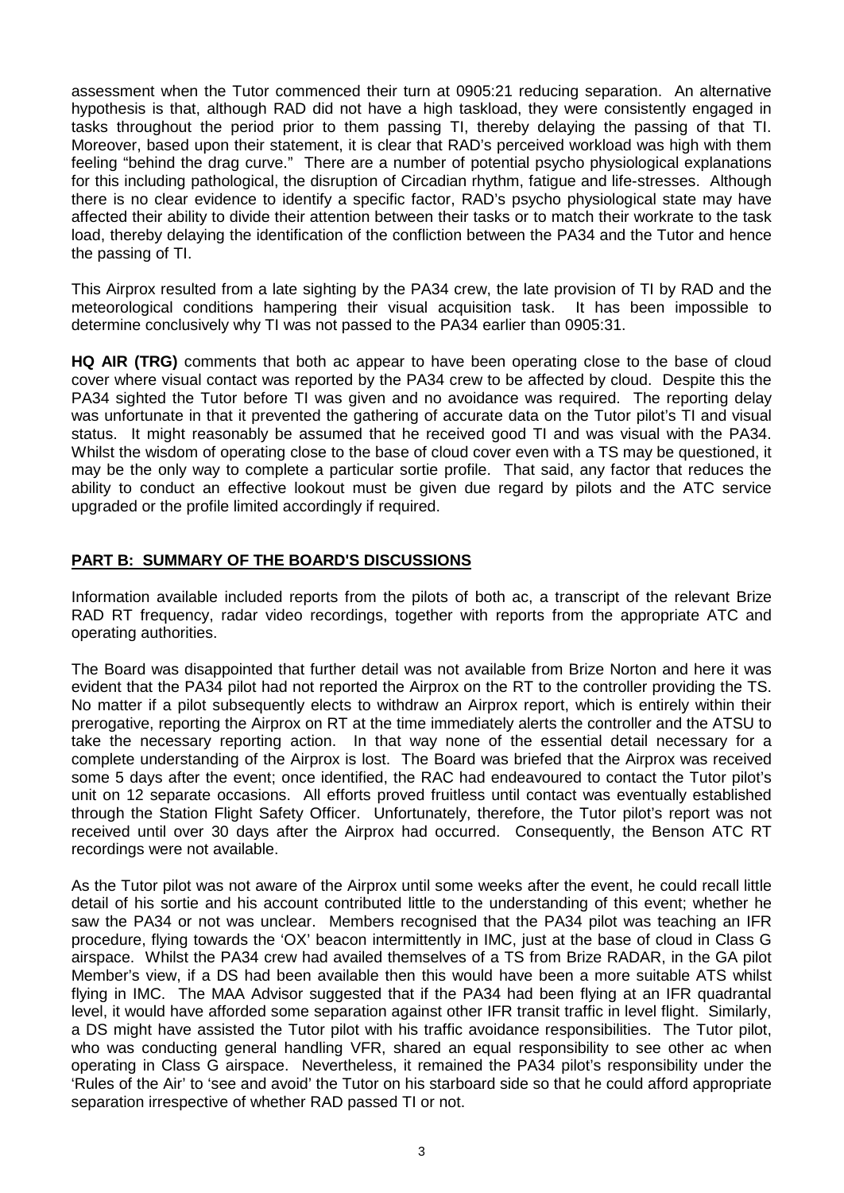assessment when the Tutor commenced their turn at 0905:21 reducing separation. An alternative hypothesis is that, although RAD did not have a high taskload, they were consistently engaged in tasks throughout the period prior to them passing TI, thereby delaying the passing of that TI. Moreover, based upon their statement, it is clear that RAD's perceived workload was high with them feeling "behind the drag curve." There are a number of potential psycho physiological explanations for this including pathological, the disruption of Circadian rhythm, fatigue and life-stresses. Although there is no clear evidence to identify a specific factor, RAD's psycho physiological state may have affected their ability to divide their attention between their tasks or to match their workrate to the task load, thereby delaying the identification of the confliction between the PA34 and the Tutor and hence the passing of TI.

This Airprox resulted from a late sighting by the PA34 crew, the late provision of TI by RAD and the meteorological conditions hampering their visual acquisition task. It has been impossible to determine conclusively why TI was not passed to the PA34 earlier than 0905:31.

**HQ AIR (TRG)** comments that both ac appear to have been operating close to the base of cloud cover where visual contact was reported by the PA34 crew to be affected by cloud. Despite this the PA34 sighted the Tutor before TI was given and no avoidance was required. The reporting delay was unfortunate in that it prevented the gathering of accurate data on the Tutor pilot's TI and visual status. It might reasonably be assumed that he received good TI and was visual with the PA34. Whilst the wisdom of operating close to the base of cloud cover even with a TS may be questioned, it may be the only way to complete a particular sortie profile. That said, any factor that reduces the ability to conduct an effective lookout must be given due regard by pilots and the ATC service upgraded or the profile limited accordingly if required.

## PART B: SUMMARY OF THE BOARD'S DISCUSSIONS

Information available included reports from the pilots of both ac, a transcript of the relevant Brize RAD RT frequency, radar video recordings, together with reports from the appropriate ATC and operating authorities.

The Board was disappointed that further detail was not available from Brize Norton and here it was evident that the PA34 pilot had not reported the Airprox on the RT to the controller providing the TS. No matter if a pilot subsequently elects to withdraw an Airprox report, which is entirely within their prerogative, reporting the Airprox on RT at the time immediately alerts the controller and the ATSU to take the necessary reporting action. In that way none of the essential detail necessary for a complete understanding of the Airprox is lost. The Board was briefed that the Airprox was received some 5 days after the event; once identified, the RAC had endeavoured to contact the Tutor pilot's unit on 12 separate occasions. All efforts proved fruitless until contact was eventually established through the Station Flight Safety Officer. Unfortunately, therefore, the Tutor pilot's report was not received until over 30 days after the Airprox had occurred. Consequently, the Benson ATC RT recordings were not available.

As the Tutor pilot was not aware of the Airprox until some weeks after the event, he could recall little detail of his sortie and his account contributed little to the understanding of this event; whether he saw the PA34 or not was unclear. Members recognised that the PA34 pilot was teaching an IFR procedure, flying towards the 'OX' beacon intermittently in IMC, just at the base of cloud in Class G airspace. Whilst the PA34 crew had availed themselves of a TS from Brize RADAR, in the GA pilot Member's view, if a DS had been available then this would have been a more suitable ATS whilst flying in IMC. The MAA Advisor suggested that if the PA34 had been flying at an IFR quadrantal level, it would have afforded some separation against other IFR transit traffic in level flight. Similarly, a DS might have assisted the Tutor pilot with his traffic avoidance responsibilities. The Tutor pilot, who was conducting general handling VFR, shared an equal responsibility to see other ac when operating in Class G airspace. Nevertheless, it remained the PA34 pilot's responsibility under the 'Rules of the Air' to 'see and avoid' the Tutor on his starboard side so that he could afford appropriate separation irrespective of whether RAD passed TI or not.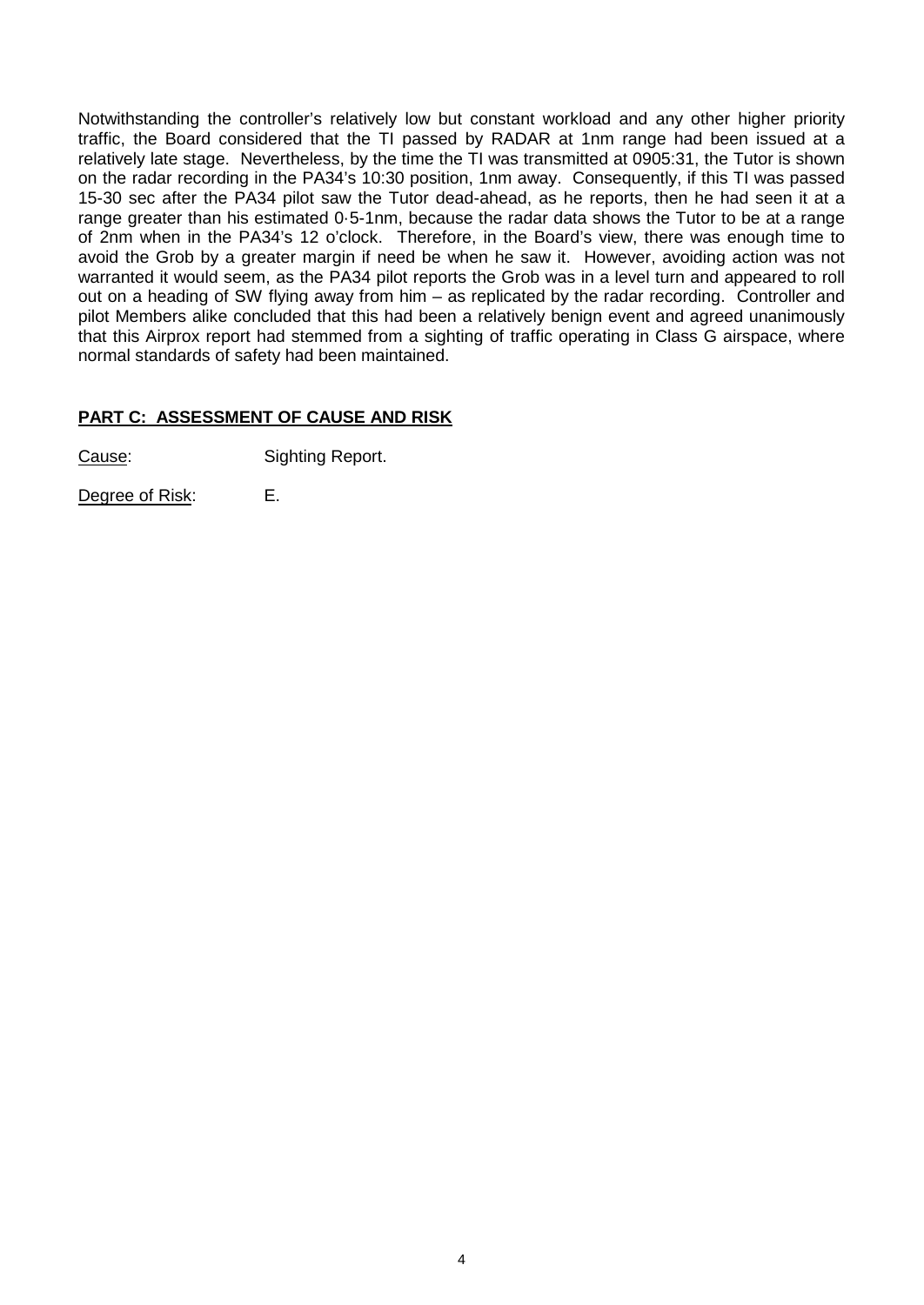Notwithstanding the controller's relatively low but constant workload and any other higher priority traffic, the Board considered that the TI passed by RADAR at 1nm range had been issued at a relatively late stage. Nevertheless, by the time the TI was transmitted at 0905:31, the Tutor is shown on the radar recording in the PA34's 10:30 position, 1nm away. Consequently, if this TI was passed 15-30 sec after the PA34 pilot saw the Tutor dead-ahead, as he reports, then he had seen it at a range greater than his estimated 0·5-1nm, because the radar data shows the Tutor to be at a range of 2nm when in the PA34's 12 o'clock. Therefore, in the Board's view, there was enough time to avoid the Grob by a greater margin if need be when he saw it. However, avoiding action was not warranted it would seem, as the PA34 pilot reports the Grob was in a level turn and appeared to roll out on a heading of SW flying away from him – as replicated by the radar recording. Controller and pilot Members alike concluded that this had been a relatively benign event and agreed unanimously that this Airprox report had stemmed from a sighting of traffic operating in Class G airspace, where normal standards of safety had been maintained.

## PART C: ASSESSMENT OF CAUSE AND RISK

Cause: Sighting Report.

Degree of Risk: E.